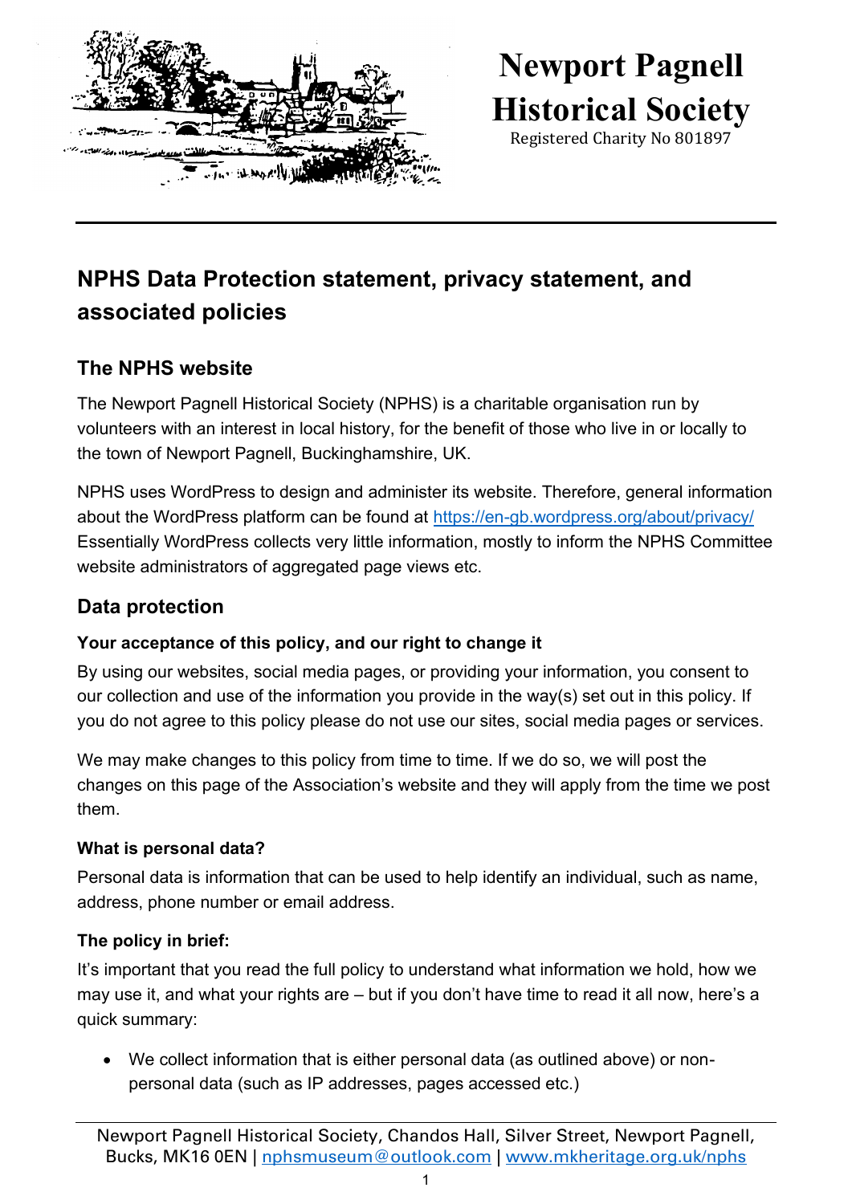# Newport Pagnell Historical Society

Registered Charity No 801897

## NPHS Data Protection statement, privacy statement, and associated policies

### The NPHS website

The Newport Pagnell Historical Society (NPHS) is a charitable organisation run by volunteers with an interest in local history, for the benefit of those who live in or locally to the town of Newport Pagnell, Buckinghamshire, UK.

NPHS uses WordPress to design and administer its website. Therefore, general information about the WordPress platform can be found at https://en-gb.wordpress.org/about/privacy/ Essentially WordPress collects very little information, mostly to inform the NPHS Committee website administrators of aggregated page views etc.

### Data protection

#### Your acceptance of this policy, and our right to change it

By using our websites, social media pages, or providing your information, you consent to our collection and use of the information you provide in the way(s) set out in this policy. If you do not agree to this policy please do not use our sites, social media pages or services.

We may make changes to this policy from time to time. If we do so, we will post the changes on this page of the Association's website and they will apply from the time we post them.

#### What is personal data?

Personal data is information that can be used to help identify an individual, such as name, address, phone number or email address.

#### The policy in brief:

It's important that you read the full policy to understand what information we hold, how we may use it, and what your rights are – but if you don't have time to read it all now, here's a quick summary:

- We collect information that is either personal data (as outlined above) or non-personal data (such as IP addresses, pages accessed etc.)

Newport Pagnell Historical Society, Chandos Hall, Silver Street, Newport Pagnell, Bucks, MK16 0EN | nphsmuseum@outlook.com | www.mkheritage.org.uk/nphs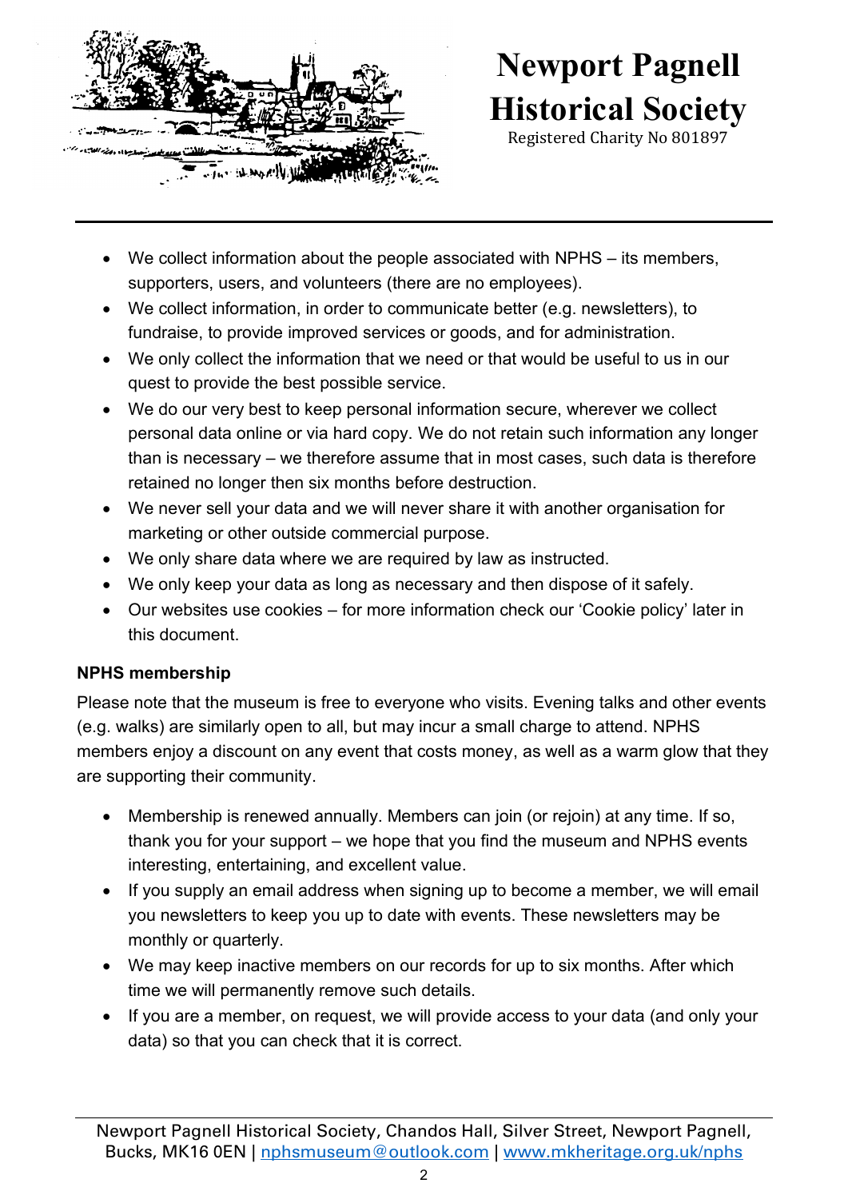- We collect information about the people associated with NPHS – its members, supporters, users, and volunteers (there are no employees).
- We collect information, in order to communicate better (e.g. newsletters), to fundraise, to provide improved services or goods, and for administration.
- We only collect the information that we need or that would be useful to us in our quest to provide the best possible service.
- We do our very best to keep personal information secure, wherever we collect personal data online or via hard copy. We do not retain such information any longer than is necessary – we therefore assume that in most cases, such data is therefore retained no longer then six months before destruction.
- We never sell your data and we will never share it with another organisation for marketing or other outside commercial purpose.
- We only share data where we are required by law as instructed.
- We only keep your data as long as necessary and then dispose of it safely.
- Our websites use cookies – for more information check our 'Cookie policy' later in this document.

**NPHS membership**

Please note that the museum is free to everyone who visits. Evening talks and other events (e.g. walks) are similarly open to all, but may incur a small charge to attend. NPHS members enjoy a discount on any event that costs money, as well as a warm glow that they are supporting their community.

- Membership is renewed annually. Members can join (or rejoin) at any time. If so, thank you for your support – we hope that you find the museum and NPHS events interesting, entertaining, and excellent value.
- If you supply an email address when signing up to become a member, we will email you newsletters to keep you up to date with events. These newsletters may be monthly or quarterly.
- We may keep inactive members on our records for up to six months. After which time we will permanently remove such details.
- If you are a member, on request, we will provide access to your data (and only your data) so that you can check that it is correct.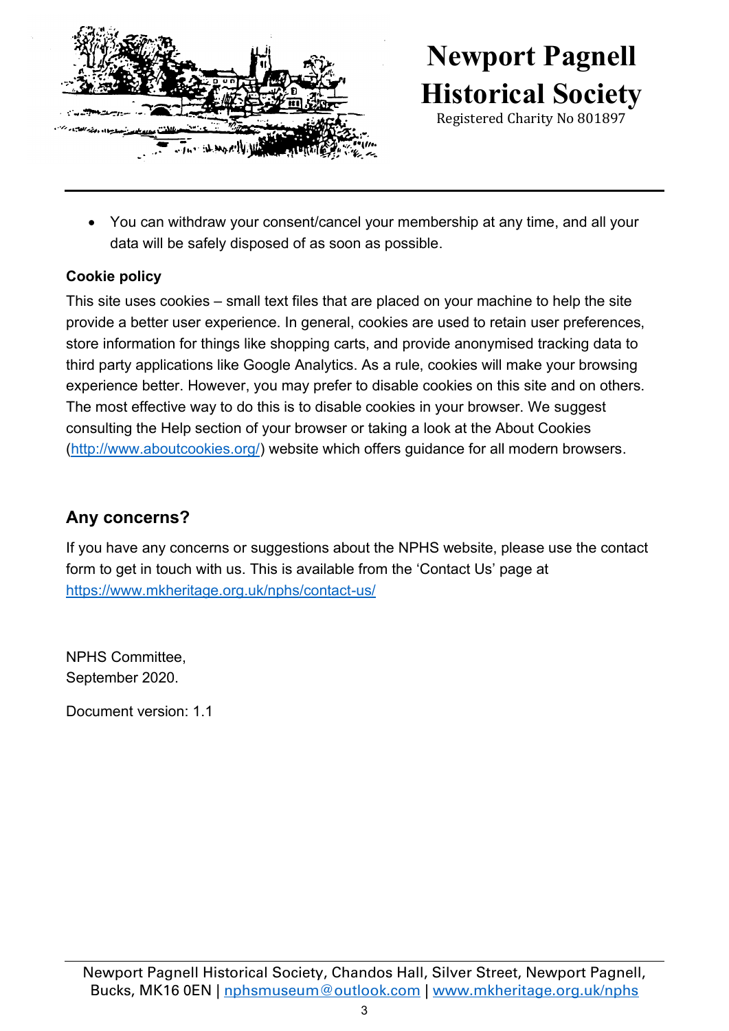- You can withdraw your consent/cancel your membership at any time, and all your data will be safely disposed of as soon as possible.

**Cookie policy**

This site uses cookies – small text files that are placed on your machine to help the site provide a better user experience. In general, cookies are used to retain user preferences, store information for things like shopping carts, and provide anonymised tracking data to third party applications like Google Analytics. As a rule, cookies will make your browsing experience better. However, you may prefer to disable cookies on this site and on others. The most effective way to do this is to disable cookies in your browser. We suggest consulting the Help section of your browser or taking a look at the About Cookies (http://www.aboutcookies.org/) website which offers guidance for all modern browsers.

## Any concerns?

If you have any concerns or suggestions about the NPHS website, please use the contact form to get in touch with us. This is available from the 'Contact Us' page at https://www.mkheritage.org.uk/nphs/contact-us/

NPHS Committee,
September 2020.

Document version: 1.1